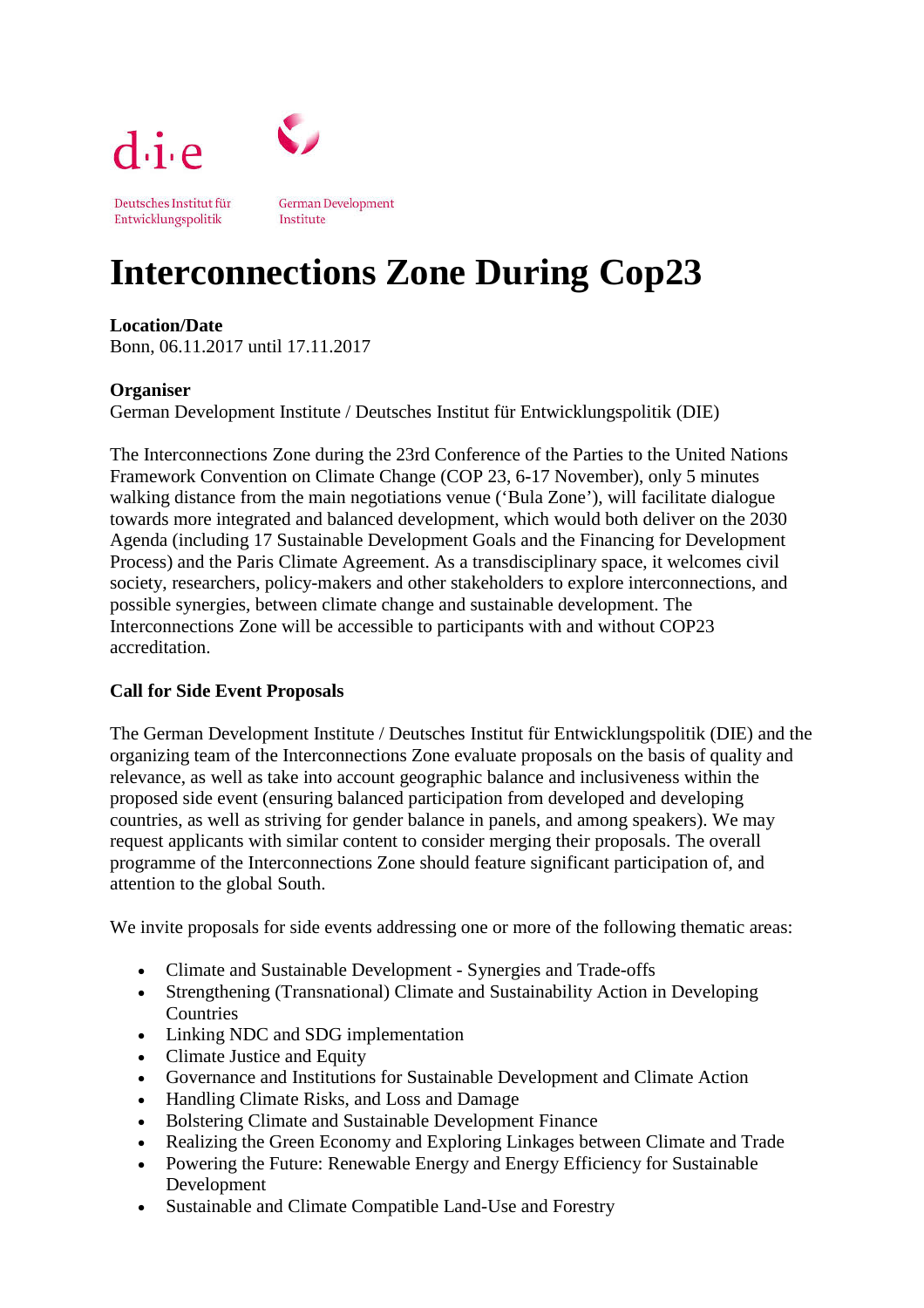d·i·e

Deutsches Institut für Entwicklungspolitik

German Development Institute

# Interconnections Zone During Cop23

**Location/Date**
Bonn, 06.11.2017 until 17.11.2017

**Organiser**
German Development Institute / Deutsches Institut für Entwicklungspolitik (DIE)

The Interconnections Zone during the 23rd Conference of the Parties to the United Nations Framework Convention on Climate Change (COP 23, 6-17 November), only 5 minutes walking distance from the main negotiations venue ('Bula Zone'), will facilitate dialogue towards more integrated and balanced development, which would both deliver on the 2030 Agenda (including 17 Sustainable Development Goals and the Financing for Development Process) and the Paris Climate Agreement. As a transdisciplinary space, it welcomes civil society, researchers, policy-makers and other stakeholders to explore interconnections, and possible synergies, between climate change and sustainable development. The Interconnections Zone will be accessible to participants with and without COP23 accreditation.

**Call for Side Event Proposals**

The German Development Institute / Deutsches Institut für Entwicklungspolitik (DIE) and the organizing team of the Interconnections Zone evaluate proposals on the basis of quality and relevance, as well as take into account geographic balance and inclusiveness within the proposed side event (ensuring balanced participation from developed and developing countries, as well as striving for gender balance in panels, and among speakers). We may request applicants with similar content to consider merging their proposals. The overall programme of the Interconnections Zone should feature significant participation of, and attention to the global South.

We invite proposals for side events addressing one or more of the following thematic areas:

- Climate and Sustainable Development - Synergies and Trade-offs
- Strengthening (Transnational) Climate and Sustainability Action in Developing Countries
- Linking NDC and SDG implementation
- Climate Justice and Equity
- Governance and Institutions for Sustainable Development and Climate Action
- Handling Climate Risks, and Loss and Damage
- Bolstering Climate and Sustainable Development Finance
- Realizing the Green Economy and Exploring Linkages between Climate and Trade
- Powering the Future: Renewable Energy and Energy Efficiency for Sustainable Development
- Sustainable and Climate Compatible Land-Use and Forestry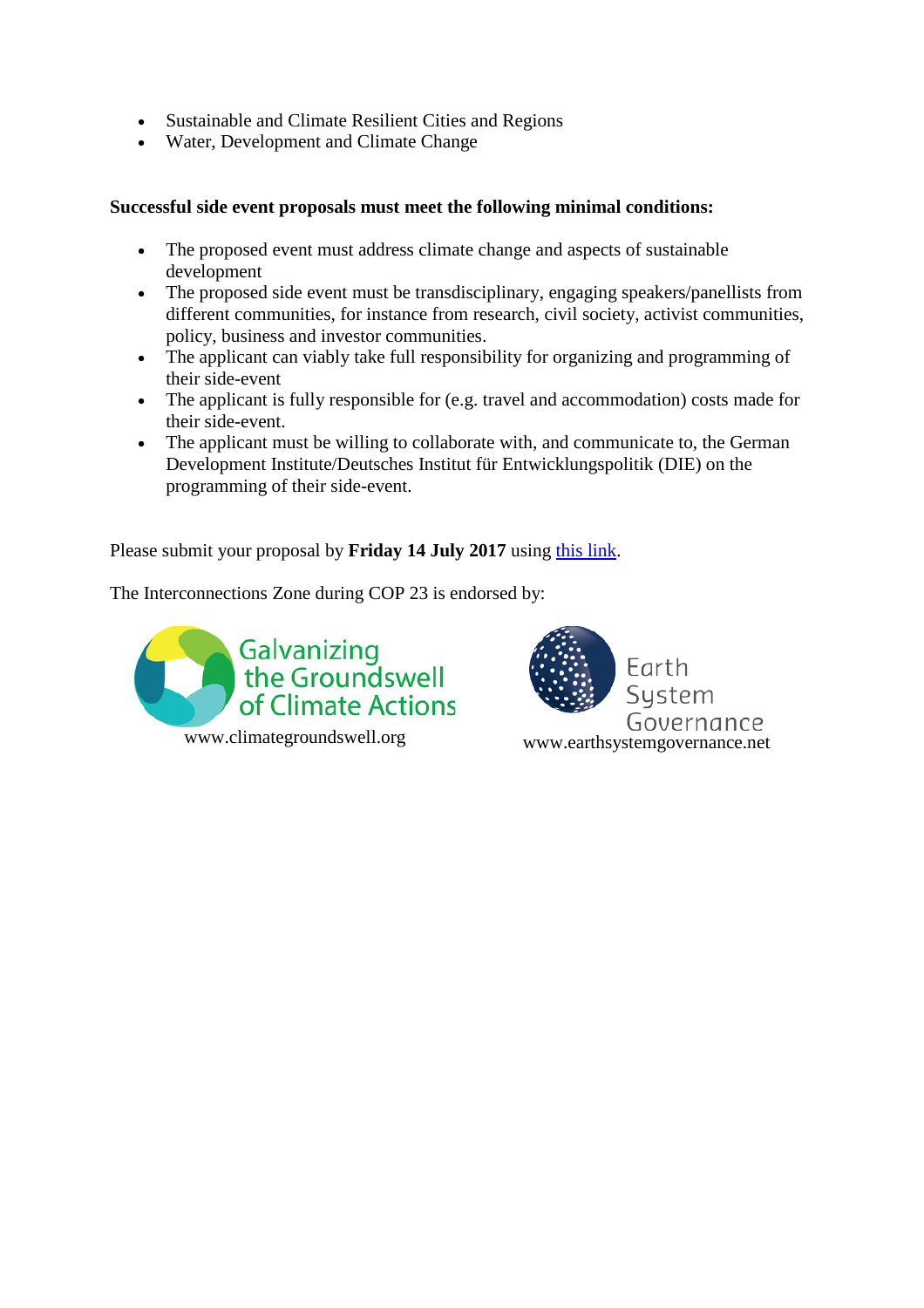- Sustainable and Climate Resilient Cities and Regions
- Water, Development and Climate Change

**Successful side event proposals must meet the following minimal conditions:**

- The proposed event must address climate change and aspects of sustainable development
- The proposed side event must be transdisciplinary, engaging speakers/panellists from different communities, for instance from research, civil society, activist communities, policy, business and investor communities.
- The applicant can viably take full responsibility for organizing and programming of their side-event
- The applicant is fully responsible for (e.g. travel and accommodation) costs made for their side-event.
- The applicant must be willing to collaborate with, and communicate to, the German Development Institute/Deutsches Institut für Entwicklungspolitik (DIE) on the programming of their side-event.

Please submit your proposal by **Friday 14 July 2017** using this link.

The Interconnections Zone during COP 23 is endorsed by:

Galvanizing the Groundswell of Climate Actions
www.climategroundswell.org

Earth System Governance
www.earthsystemgovernance.net